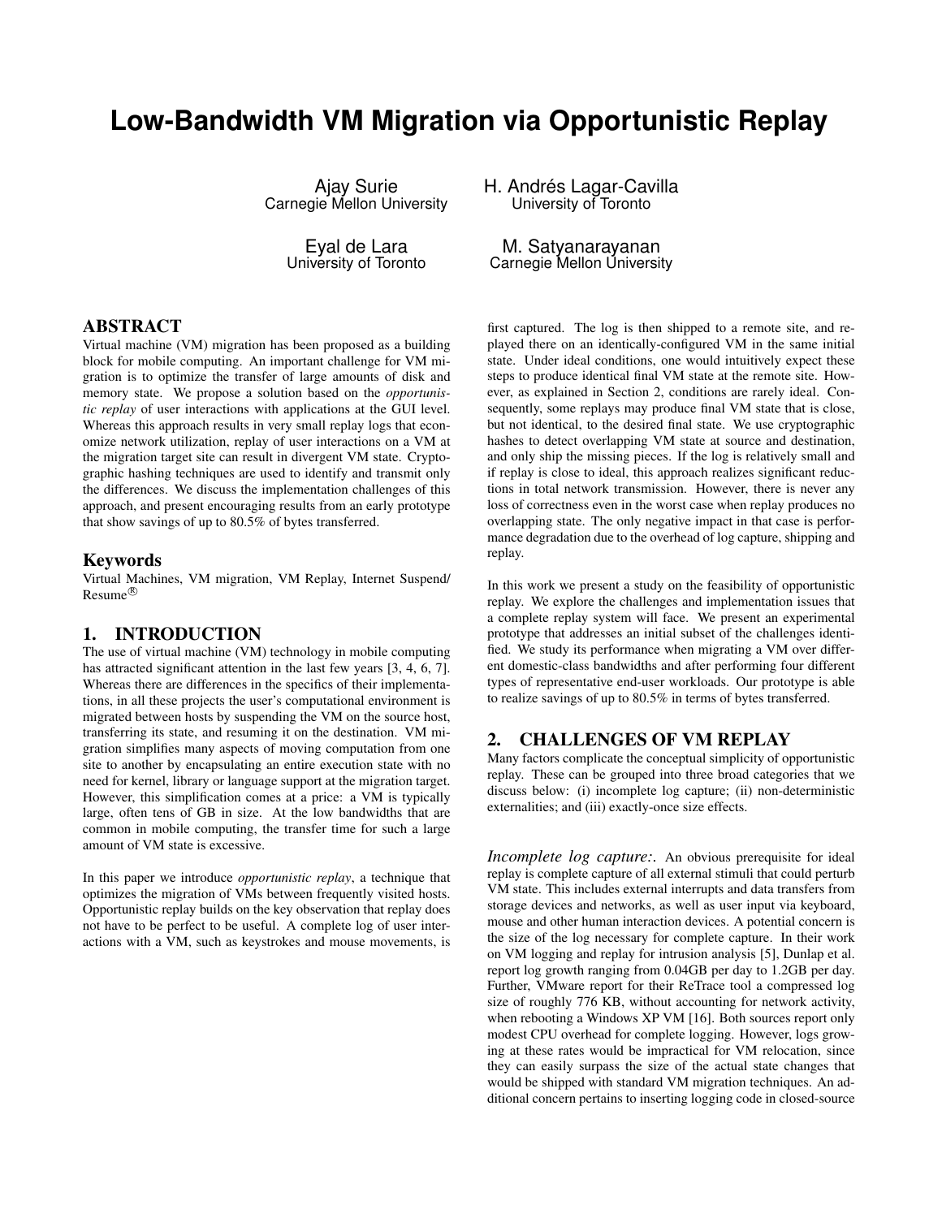# Low-Bandwidth VM Migration via Opportunistic Replay

Ajay Surie
Carnegie Mellon University

H. Andrés Lagar-Cavilla
University of Toronto

Eyal de Lara
University of Toronto

M. Satyanarayanan
Carnegie Mellon University

## ABSTRACT

Virtual machine (VM) migration has been proposed as a building block for mobile computing. An important challenge for VM migration is to optimize the transfer of large amounts of disk and memory state. We propose a solution based on the *opportunistic replay* of user interactions with applications at the GUI level. Whereas this approach results in very small replay logs that economize network utilization, replay of user interactions on a VM at the migration target site can result in divergent VM state. Cryptographic hashing techniques are used to identify and transmit only the differences. We discuss the implementation challenges of this approach, and present encouraging results from an early prototype that show savings of up to 80.5% of bytes transferred.

### Keywords

Virtual Machines, VM migration, VM Replay, Internet Suspend/Resume®

## 1. INTRODUCTION

The use of virtual machine (VM) technology in mobile computing has attracted significant attention in the last few years [3, 4, 6, 7]. Whereas there are differences in the specifics of their implementations, in all these projects the user's computational environment is migrated between hosts by suspending the VM on the source host, transferring its state, and resuming it on the destination. VM migration simplifies many aspects of moving computation from one site to another by encapsulating an entire execution state with no need for kernel, library or language support at the migration target. However, this simplification comes at a price: a VM is typically large, often tens of GB in size. At the low bandwidths that are common in mobile computing, the transfer time for such a large amount of VM state is excessive.

In this paper we introduce *opportunistic replay*, a technique that optimizes the migration of VMs between frequently visited hosts. Opportunistic replay builds on the key observation that replay does not have to be perfect to be useful. A complete log of user interactions with a VM, such as keystrokes and mouse movements, is first captured. The log is then shipped to a remote site, and replayed there on an identically-configured VM in the same initial state. Under ideal conditions, one would intuitively expect these steps to produce identical final VM state at the remote site. However, as explained in Section 2, conditions are rarely ideal. Consequently, some replays may produce final VM state that is close, but not identical, to the desired final state. We use cryptographic hashes to detect overlapping VM state at source and destination, and only ship the missing pieces. If the log is relatively small and if replay is close to ideal, this approach realizes significant reductions in total network transmission. However, there is never any loss of correctness even in the worst case when replay produces no overlapping state. The only negative impact in that case is performance degradation due to the overhead of log capture, shipping and replay.

In this work we present a study on the feasibility of opportunistic replay. We explore the challenges and implementation issues that a complete replay system will face. We present an experimental prototype that addresses an initial subset of the challenges identified. We study its performance when migrating a VM over different domestic-class bandwidths and after performing four different types of representative end-user workloads. Our prototype is able to realize savings of up to 80.5% in terms of bytes transferred.

## 2. CHALLENGES OF VM REPLAY

Many factors complicate the conceptual simplicity of opportunistic replay. These can be grouped into three broad categories that we discuss below: (i) incomplete log capture; (ii) non-deterministic externalities; and (iii) exactly-once size effects.

*Incomplete log capture:*. An obvious prerequisite for ideal replay is complete capture of all external stimuli that could perturb VM state. This includes external interrupts and data transfers from storage devices and networks, as well as user input via keyboard, mouse and other human interaction devices. A potential concern is the size of the log necessary for complete capture. In their work on VM logging and replay for intrusion analysis [5], Dunlap et al. report log growth ranging from 0.04GB per day to 1.2GB per day. Further, VMware report for their ReTrace tool a compressed log size of roughly 776 KB, without accounting for network activity, when rebooting a Windows XP VM [16]. Both sources report only modest CPU overhead for complete logging. However, logs growing at these rates would be impractical for VM relocation, since they can easily surpass the size of the actual state changes that would be shipped with standard VM migration techniques. An additional concern pertains to inserting logging code in closed-source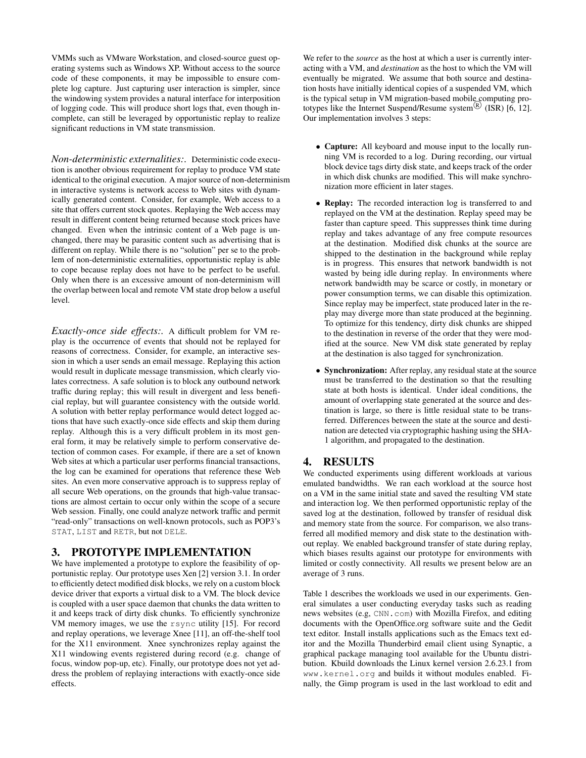VMMs such as VMware Workstation, and closed-source guest operating systems such as Windows XP. Without access to the source code of these components, it may be impossible to ensure complete log capture. Just capturing user interaction is simpler, since the windowing system provides a natural interface for interposition of logging code. This will produce short logs that, even though incomplete, can still be leveraged by opportunistic replay to realize significant reductions in VM state transmission.

*Non-deterministic externalities:*. Deterministic code execution is another obvious requirement for replay to produce VM state identical to the original execution. A major source of non-determinism in interactive systems is network access to Web sites with dynamically generated content. Consider, for example, Web access to a site that offers current stock quotes. Replaying the Web access may result in different content being returned because stock prices have changed. Even when the intrinsic content of a Web page is unchanged, there may be parasitic content such as advertising that is different on replay. While there is no "solution" per se to the problem of non-deterministic externalities, opportunistic replay is able to cope because replay does not have to be perfect to be useful. Only when there is an excessive amount of non-determinism will the overlap between local and remote VM state drop below a useful level.

*Exactly-once side effects:*. A difficult problem for VM replay is the occurrence of events that should not be replayed for reasons of correctness. Consider, for example, an interactive session in which a user sends an email message. Replaying this action would result in duplicate message transmission, which clearly violates correctness. A safe solution is to block any outbound network traffic during replay; this will result in divergent and less beneficial replay, but will guarantee consistency with the outside world. A solution with better replay performance would detect logged actions that have such exactly-once side effects and skip them during replay. Although this is a very difficult problem in its most general form, it may be relatively simple to perform conservative detection of common cases. For example, if there are a set of known Web sites at which a particular user performs financial transactions, the log can be examined for operations that reference these Web sites. An even more conservative approach is to suppress replay of all secure Web operations, on the grounds that high-value transactions are almost certain to occur only within the scope of a secure Web session. Finally, one could analyze network traffic and permit "read-only" transactions on well-known protocols, such as POP3's `STAT`, `LIST` and `RETR`, but not `DELE`.

## 3. PROTOTYPE IMPLEMENTATION

We have implemented a prototype to explore the feasibility of opportunistic replay. Our prototype uses Xen [2] version 3.1. In order to efficiently detect modified disk blocks, we rely on a custom block device driver that exports a virtual disk to a VM. The block device is coupled with a user space daemon that chunks the data written to it and keeps track of dirty disk chunks. To efficiently synchronize VM memory images, we use the `rsync` utility [15]. For record and replay operations, we leverage Xnee [11], an off-the-shelf tool for the X11 environment. Xnee synchronizes replay against the X11 windowing events registered during record (e.g. change of focus, window pop-up, etc). Finally, our prototype does not yet address the problem of replaying interactions with exactly-once side effects.

We refer to the *source* as the host at which a user is currently interacting with a VM, and *destination* as the host to which the VM will eventually be migrated. We assume that both source and destination hosts have initially identical copies of a suspended VM, which is the typical setup in VM migration-based mobile computing prototypes like the Internet Suspend/Resume system® (ISR) [6, 12]. Our implementation involves 3 steps:

- **Capture:** All keyboard and mouse input to the locally running VM is recorded to a log. During recording, our virtual block device tags dirty disk state, and keeps track of the order in which disk chunks are modified. This will make synchronization more efficient in later stages.
- **Replay:** The recorded interaction log is transferred to and replayed on the VM at the destination. Replay speed may be faster than capture speed. This suppresses think time during replay and takes advantage of any free compute resources at the destination. Modified disk chunks at the source are shipped to the destination in the background while replay is in progress. This ensures that network bandwidth is not wasted by being idle during replay. In environments where network bandwidth may be scarce or costly, in monetary or power consumption terms, we can disable this optimization. Since replay may be imperfect, state produced later in the replay may diverge more than state produced at the beginning. To optimize for this tendency, dirty disk chunks are shipped to the destination in reverse of the order that they were modified at the source. New VM disk state generated by replay at the destination is also tagged for synchronization.
- **Synchronization:** After replay, any residual state at the source must be transferred to the destination so that the resulting state at both hosts is identical. Under ideal conditions, the amount of overlapping state generated at the source and destination is large, so there is little residual state to be transferred. Differences between the state at the source and destination are detected via cryptographic hashing using the SHA-1 algorithm, and propagated to the destination.

## 4. RESULTS

We conducted experiments using different workloads at various emulated bandwidths. We ran each workload at the source host on a VM in the same initial state and saved the resulting VM state and interaction log. We then performed opportunistic replay of the saved log at the destination, followed by transfer of residual disk and memory state from the source. For comparison, we also transferred all modified memory and disk state to the destination without replay. We enabled background transfer of state during replay, which biases results against our prototype for environments with limited or costly connectivity. All results we present below are an average of 3 runs.

Table 1 describes the workloads we used in our experiments. General simulates a user conducting everyday tasks such as reading news websites (e.g, `CNN.com`) with Mozilla Firefox, and editing documents with the OpenOffice.org software suite and the Gedit text editor. Install installs applications such as the Emacs text editor and the Mozilla Thunderbird email client using Synaptic, a graphical package managing tool available for the Ubuntu distribution. Kbuild downloads the Linux kernel version 2.6.23.1 from `www.kernel.org` and builds it without modules enabled. Finally, the Gimp program is used in the last workload to edit and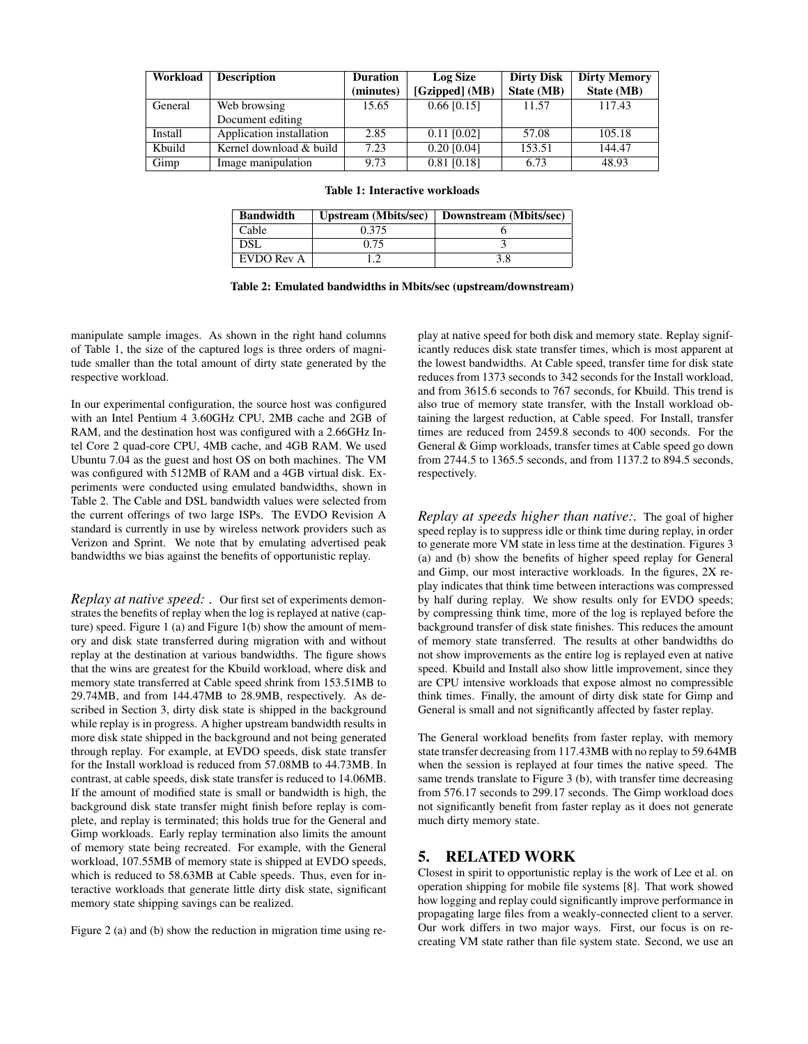| Workload | Description | Duration (minutes) | Log Size [Gzipped] (MB) | Dirty Disk State (MB) | Dirty Memory State (MB) |
|---|---|---|---|---|---|
| General | Web browsing Document editing | 15.65 | 0.66 [0.15] | 11.57 | 117.43 |
| Install | Application installation | 2.85 | 0.11 [0.02] | 57.08 | 105.18 |
| Kbuild | Kernel download & build | 7.23 | 0.20 [0.04] | 153.51 | 144.47 |
| Gimp | Image manipulation | 9.73 | 0.81 [0.18] | 6.73 | 48.93 |

**Table 1: Interactive workloads**

| Bandwidth | Upstream (Mbits/sec) | Downstream (Mbits/sec) |
|---|---|---|
| Cable | 0.375 | 6 |
| DSL | 0.75 | 3 |
| EVDO Rev A | 1.2 | 3.8 |

**Table 2: Emulated bandwidths in Mbits/sec (upstream/downstream)**

manipulate sample images. As shown in the right hand columns of Table 1, the size of the captured logs is three orders of magnitude smaller than the total amount of dirty state generated by the respective workload.

In our experimental configuration, the source host was configured with an Intel Pentium 4 3.60GHz CPU, 2MB cache and 2GB of RAM, and the destination host was configured with a 2.66GHz Intel Core 2 quad-core CPU, 4MB cache, and 4GB RAM. We used Ubuntu 7.04 as the guest and host OS on both machines. The VM was configured with 512MB of RAM and a 4GB virtual disk. Experiments were conducted using emulated bandwidths, shown in Table 2. The Cable and DSL bandwidth values were selected from the current offerings of two large ISPs. The EVDO Revision A standard is currently in use by wireless network providers such as Verizon and Sprint. We note that by emulating advertised peak bandwidths we bias against the benefits of opportunistic replay.

*Replay at native speed: .* Our first set of experiments demonstrates the benefits of replay when the log is replayed at native (capture) speed. Figure 1 (a) and Figure 1(b) show the amount of memory and disk state transferred during migration with and without replay at the destination at various bandwidths. The figure shows that the wins are greatest for the Kbuild workload, where disk and memory state transferred at Cable speed shrink from 153.51MB to 29.74MB, and from 144.47MB to 28.9MB, respectively. As described in Section 3, dirty disk state is shipped in the background while replay is in progress. A higher upstream bandwidth results in more disk state shipped in the background and not being generated through replay. For example, at EVDO speeds, disk state transfer for the Install workload is reduced from 57.08MB to 44.73MB. In contrast, at cable speeds, disk state transfer is reduced to 14.06MB. If the amount of modified state is small or bandwidth is high, the background disk state transfer might finish before replay is complete, and replay is terminated; this holds true for the General and Gimp workloads. Early replay termination also limits the amount of memory state being recreated. For example, with the General workload, 107.55MB of memory state is shipped at EVDO speeds, which is reduced to 58.63MB at Cable speeds. Thus, even for interactive workloads that generate little dirty disk state, significant memory state shipping savings can be realized.

Figure 2 (a) and (b) show the reduction in migration time using replay at native speed for both disk and memory state. Replay significantly reduces disk state transfer times, which is most apparent at the lowest bandwidths. At Cable speed, transfer time for disk state reduces from 1373 seconds to 342 seconds for the Install workload, and from 3615.6 seconds to 767 seconds, for Kbuild. This trend is also true of memory state transfer, with the Install workload obtaining the largest reduction, at Cable speed. For Install, transfer times are reduced from 2459.8 seconds to 400 seconds. For the General & Gimp workloads, transfer times at Cable speed go down from 2744.5 to 1365.5 seconds, and from 1137.2 to 894.5 seconds, respectively.

*Replay at speeds higher than native:.* The goal of higher speed replay is to suppress idle or think time during replay, in order to generate more VM state in less time at the destination. Figures 3 (a) and (b) show the benefits of higher speed replay for General and Gimp, our most interactive workloads. In the figures, 2X replay indicates that think time between interactions was compressed by half during replay. We show results only for EVDO speeds; by compressing think time, more of the log is replayed before the background transfer of disk state finishes. This reduces the amount of memory state transferred. The results at other bandwidths do not show improvements as the entire log is replayed even at native speed. Kbuild and Install also show little improvement, since they are CPU intensive workloads that expose almost no compressible think times. Finally, the amount of dirty disk state for Gimp and General is small and not significantly affected by faster replay.

The General workload benefits from faster replay, with memory state transfer decreasing from 117.43MB with no replay to 59.64MB when the session is replayed at four times the native speed. The same trends translate to Figure 3 (b), with transfer time decreasing from 576.17 seconds to 299.17 seconds. The Gimp workload does not significantly benefit from faster replay as it does not generate much dirty memory state.

## 5. RELATED WORK

Closest in spirit to opportunistic replay is the work of Lee et al. on operation shipping for mobile file systems [8]. That work showed how logging and replay could significantly improve performance in propagating large files from a weakly-connected client to a server. Our work differs in two major ways. First, our focus is on recreating VM state rather than file system state. Second, we use an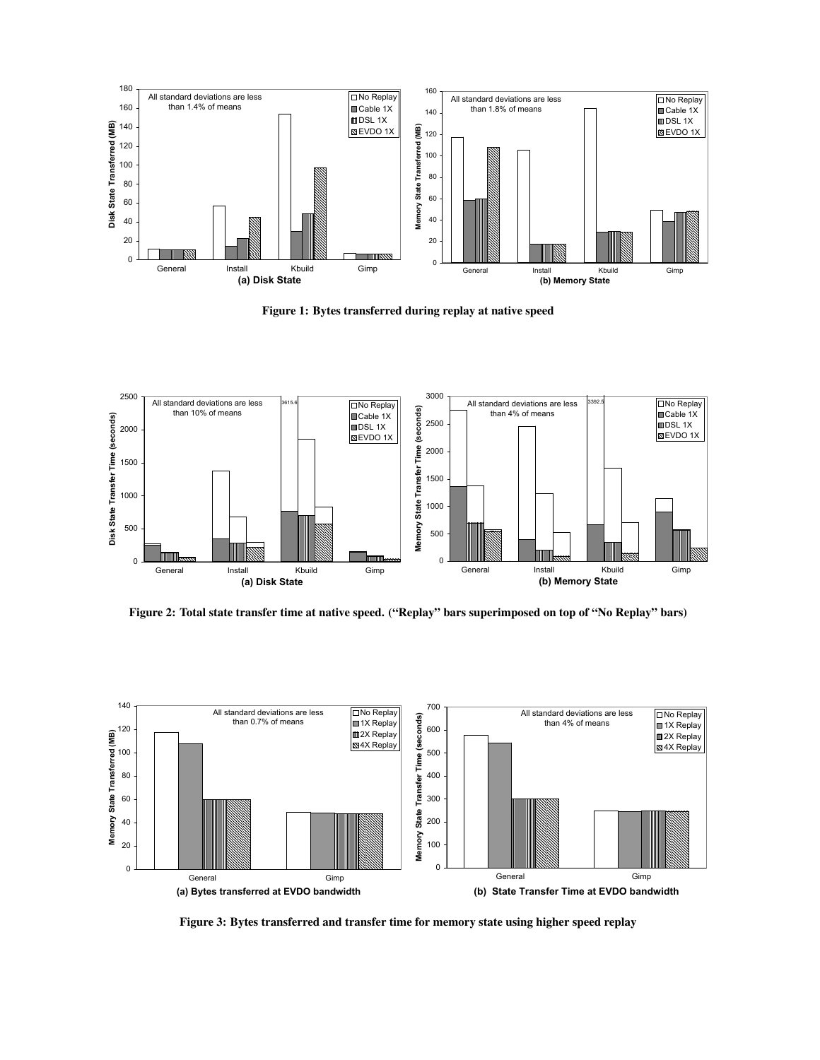Figure 1: Bytes transferred during replay at native speed

Figure 2: Total state transfer time at native speed. ("Replay" bars superimposed on top of "No Replay" bars)

Figure 3: Bytes transferred and transfer time for memory state using higher speed replay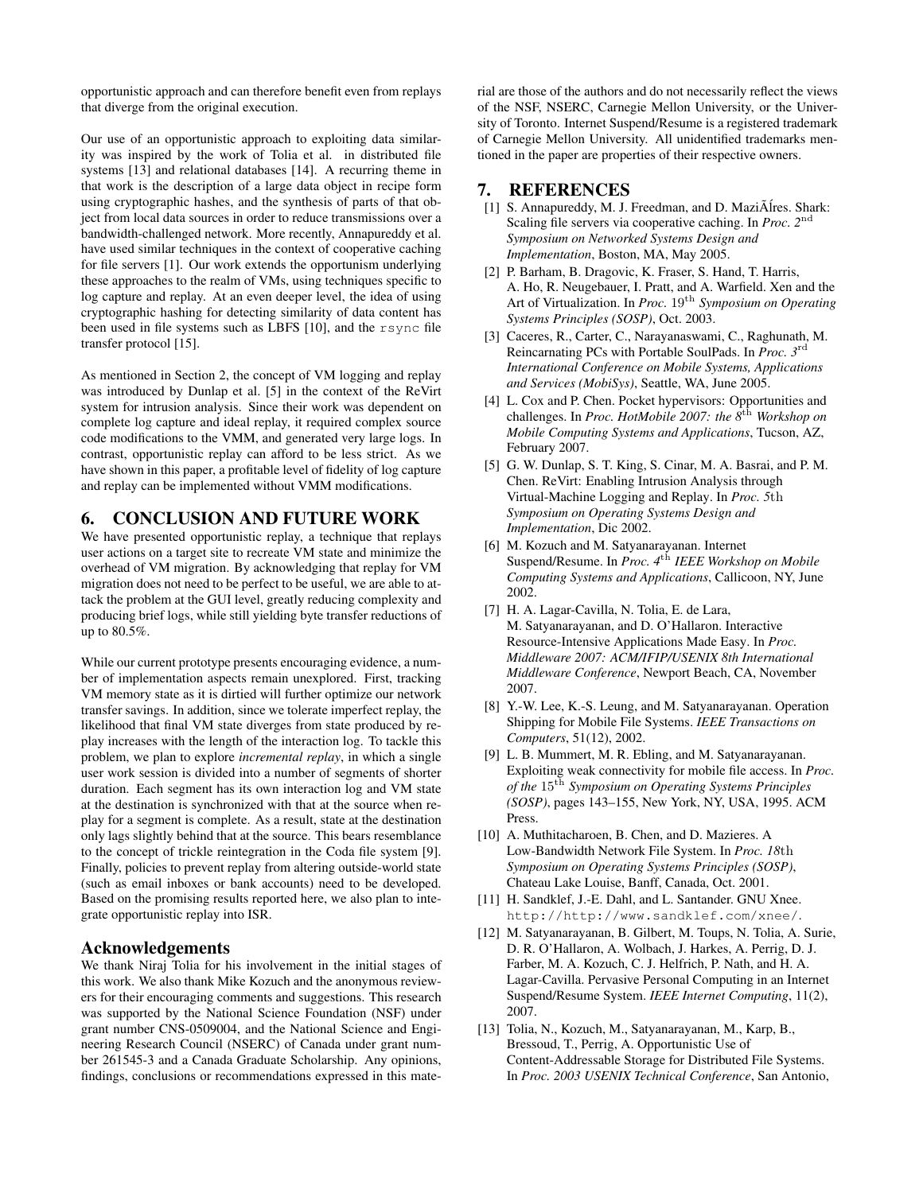opportunistic approach and can therefore benefit even from replays that diverge from the original execution.

Our use of an opportunistic approach to exploiting data similarity was inspired by the work of Tolia et al. in distributed file systems [13] and relational databases [14]. A recurring theme in that work is the description of a large data object in recipe form using cryptographic hashes, and the synthesis of parts of that object from local data sources in order to reduce transmissions over a bandwidth-challenged network. More recently, Annapureddy et al. have used similar techniques in the context of cooperative caching for file servers [1]. Our work extends the opportunism underlying these approaches to the realm of VMs, using techniques specific to log capture and replay. At an even deeper level, the idea of using cryptographic hashing for detecting similarity of data content has been used in file systems such as LBFS [10], and the `rsync` file transfer protocol [15].

As mentioned in Section 2, the concept of VM logging and replay was introduced by Dunlap et al. [5] in the context of the ReVirt system for intrusion analysis. Since their work was dependent on complete log capture and ideal replay, it required complex source code modifications to the VMM, and generated very large logs. In contrast, opportunistic replay can afford to be less strict. As we have shown in this paper, a profitable level of fidelity of log capture and replay can be implemented without VMM modifications.

## 6. CONCLUSION AND FUTURE WORK

We have presented opportunistic replay, a technique that replays user actions on a target site to recreate VM state and minimize the overhead of VM migration. By acknowledging that replay for VM migration does not need to be perfect to be useful, we are able to attack the problem at the GUI level, greatly reducing complexity and producing brief logs, while still yielding byte transfer reductions of up to 80.5%.

While our current prototype presents encouraging evidence, a number of implementation aspects remain unexplored. First, tracking VM memory state as it is dirtied will further optimize our network transfer savings. In addition, since we tolerate imperfect replay, the likelihood that final VM state diverges from state produced by replay increases with the length of the interaction log. To tackle this problem, we plan to explore *incremental replay*, in which a single user work session is divided into a number of segments of shorter duration. Each segment has its own interaction log and VM state at the destination is synchronized with that at the source when replay for a segment is complete. As a result, state at the destination only lags slightly behind that at the source. This bears resemblance to the concept of trickle reintegration in the Coda file system [9]. Finally, policies to prevent replay from altering outside-world state (such as email inboxes or bank accounts) need to be developed. Based on the promising results reported here, we also plan to integrate opportunistic replay into ISR.

### Acknowledgements

We thank Niraj Tolia for his involvement in the initial stages of this work. We also thank Mike Kozuch and the anonymous reviewers for their encouraging comments and suggestions. This research was supported by the National Science Foundation (NSF) under grant number CNS-0509004, and the National Science and Engineering Research Council (NSERC) of Canada under grant number 261545-3 and a Canada Graduate Scholarship. Any opinions, findings, conclusions or recommendations expressed in this material are those of the authors and do not necessarily reflect the views of the NSF, NSERC, Carnegie Mellon University, or the University of Toronto. Internet Suspend/Resume is a registered trademark of Carnegie Mellon University. All unidentified trademarks mentioned in the paper are properties of their respective owners.

## 7. REFERENCES

[1] S. Annapureddy, M. J. Freedman, and D. MaziÃÍres. Shark: Scaling file servers via cooperative caching. In *Proc. 2nd Symposium on Networked Systems Design and Implementation*, Boston, MA, May 2005.

[2] P. Barham, B. Dragovic, K. Fraser, S. Hand, T. Harris, A. Ho, R. Neugebauer, I. Pratt, and A. Warfield. Xen and the Art of Virtualization. In *Proc. 19th Symposium on Operating Systems Principles (SOSP)*, Oct. 2003.

[3] Caceres, R., Carter, C., Narayanaswami, C., Raghunath, M. Reincarnating PCs with Portable SoulPads. In *Proc. 3rd International Conference on Mobile Systems, Applications and Services (MobiSys)*, Seattle, WA, June 2005.

[4] L. Cox and P. Chen. Pocket hypervisors: Opportunities and challenges. In *Proc. HotMobile 2007: the 8th Workshop on Mobile Computing Systems and Applications*, Tucson, AZ, February 2007.

[5] G. W. Dunlap, S. T. King, S. Cinar, M. A. Basrai, and P. M. Chen. ReVirt: Enabling Intrusion Analysis through Virtual-Machine Logging and Replay. In *Proc. 5th Symposium on Operating Systems Design and Implementation*, Dic 2002.

[6] M. Kozuch and M. Satyanarayanan. Internet Suspend/Resume. In *Proc. 4th IEEE Workshop on Mobile Computing Systems and Applications*, Callicoon, NY, June 2002.

[7] H. A. Lagar-Cavilla, N. Tolia, E. de Lara, M. Satyanarayanan, and D. O'Hallaron. Interactive Resource-Intensive Applications Made Easy. In *Proc. Middleware 2007: ACM/IFIP/USENIX 8th International Middleware Conference*, Newport Beach, CA, November 2007.

[8] Y.-W. Lee, K.-S. Leung, and M. Satyanarayanan. Operation Shipping for Mobile File Systems. *IEEE Transactions on Computers*, 51(12), 2002.

[9] L. B. Mummert, M. R. Ebling, and M. Satyanarayanan. Exploiting weak connectivity for mobile file access. In *Proc. of the 15th Symposium on Operating Systems Principles (SOSP)*, pages 143–155, New York, NY, USA, 1995. ACM Press.

[10] A. Muthitacharoen, B. Chen, and D. Mazieres. A Low-Bandwidth Network File System. In *Proc. 18th Symposium on Operating Systems Principles (SOSP)*, Chateau Lake Louise, Banff, Canada, Oct. 2001.

[11] H. Sandklef, J.-E. Dahl, and L. Santander. GNU Xnee. `http://http://www.sandklef.com/xnee/`.

[12] M. Satyanarayanan, B. Gilbert, M. Toups, N. Tolia, A. Surie, D. R. O'Hallaron, A. Wolbach, J. Harkes, A. Perrig, D. J. Farber, M. A. Kozuch, C. J. Helfrich, P. Nath, and H. A. Lagar-Cavilla. Pervasive Personal Computing in an Internet Suspend/Resume System. *IEEE Internet Computing*, 11(2), 2007.

[13] Tolia, N., Kozuch, M., Satyanarayanan, M., Karp, B., Bressoud, T., Perrig, A. Opportunistic Use of Content-Addressable Storage for Distributed File Systems. In *Proc. 2003 USENIX Technical Conference*, San Antonio,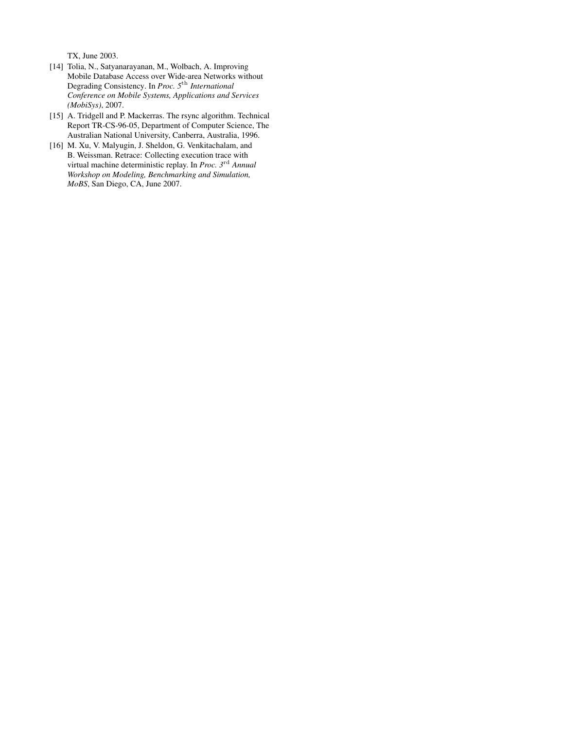TX, June 2003.

[14] Tolia, N., Satyanarayanan, M., Wolbach, A. Improving Mobile Database Access over Wide-area Networks without Degrading Consistency. In *Proc. 5th International Conference on Mobile Systems, Applications and Services (MobiSys)*, 2007.

[15] A. Tridgell and P. Mackerras. The rsync algorithm. Technical Report TR-CS-96-05, Department of Computer Science, The Australian National University, Canberra, Australia, 1996.

[16] M. Xu, V. Malyugin, J. Sheldon, G. Venkitachalam, and B. Weissman. Retrace: Collecting execution trace with virtual machine deterministic replay. In *Proc. 3rd Annual Workshop on Modeling, Benchmarking and Simulation, MoBS*, San Diego, CA, June 2007.